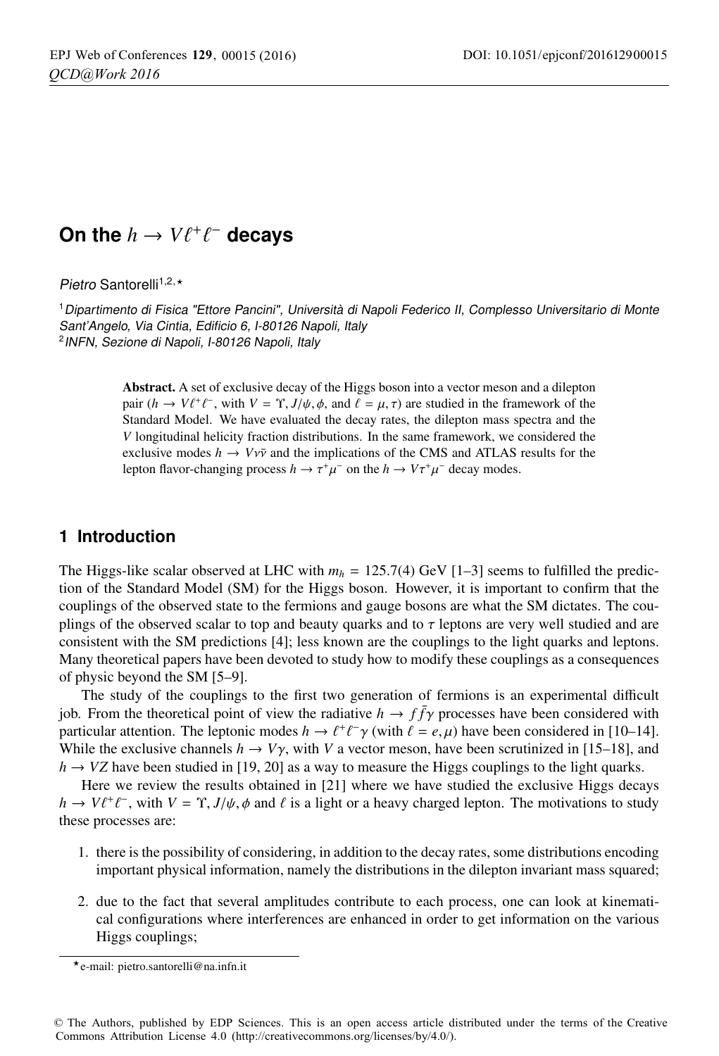# On the $h \to V\ell^+\ell^-$ decays

*Pietro* Santorelli[1,2,⋆]

[1] *Dipartimento di Fisica "Ettore Pancini", Università di Napoli Federico II, Complesso Universitario di Monte Sant'Angelo, Via Cintia, Edificio 6, I-80126 Napoli, Italy*
[2] *INFN, Sezione di Napoli, I-80126 Napoli, Italy*

**Abstract.** A set of exclusive decay of the Higgs boson into a vector meson and a dilepton pair ($h \to V\ell^+\ell^-$, with $V = \Upsilon, J/\psi, \phi$, and $\ell = \mu, \tau$) are studied in the framework of the Standard Model. We have evaluated the decay rates, the dilepton mass spectra and the $V$ longitudinal helicity fraction distributions. In the same framework, we considered the exclusive modes $h \to V\nu\bar{\nu}$ and the implications of the CMS and ATLAS results for the lepton flavor-changing process $h \to \tau^+\mu^-$ on the $h \to V\tau^+\mu^-$ decay modes.

## 1 Introduction

The Higgs-like scalar observed at LHC with $m_h = 125.7(4)$ GeV [1–3] seems to fulfilled the prediction of the Standard Model (SM) for the Higgs boson. However, it is important to confirm that the couplings of the observed state to the fermions and gauge bosons are what the SM dictates. The couplings of the observed scalar to top and beauty quarks and to $\tau$ leptons are very well studied and are consistent with the SM predictions [4]; less known are the couplings to the light quarks and leptons. Many theoretical papers have been devoted to study how to modify these couplings as a consequences of physic beyond the SM [5–9].

The study of the couplings to the first two generation of fermions is an experimental difficult job. From the theoretical point of view the radiative $h \to f\bar{f}\gamma$ processes have been considered with particular attention. The leptonic modes $h \to \ell^+\ell^-\gamma$ (with $\ell = e, \mu$) have been considered in [10–14]. While the exclusive channels $h \to V\gamma$, with $V$ a vector meson, have been scrutinized in [15–18], and $h \to VZ$ have been studied in [19, 20] as a way to measure the Higgs couplings to the light quarks.

Here we review the results obtained in [21] where we have studied the exclusive Higgs decays $h \to V\ell^+\ell^-$, with $V = \Upsilon, J/\psi, \phi$ and $\ell$ is a light or a heavy charged lepton. The motivations to study these processes are:

1. there is the possibility of considering, in addition to the decay rates, some distributions encoding important physical information, namely the distributions in the dilepton invariant mass squared;
2. due to the fact that several amplitudes contribute to each process, one can look at kinematical configurations where interferences are enhanced in order to get information on the various Higgs couplings;

⋆e-mail: pietro.santorelli@na.infn.it

© The Authors, published by EDP Sciences. This is an open access article distributed under the terms of the Creative Commons Attribution License 4.0 (http://creativecommons.org/licenses/by/4.0/).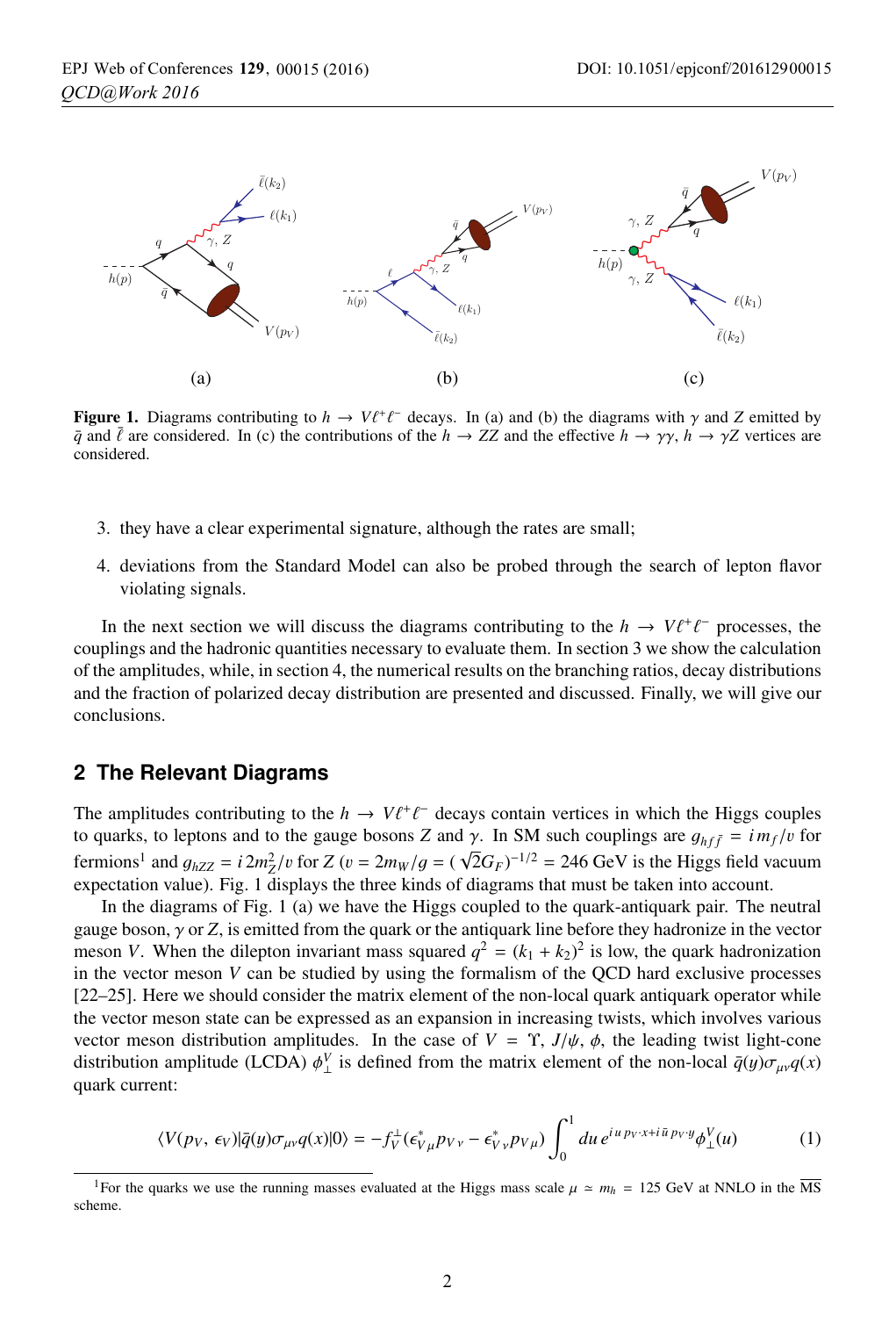**Figure 1.** Diagrams contributing to $h \to V\ell^+\ell^-$ decays. In (a) and (b) the diagrams with $\gamma$ and $Z$ emitted by $\bar{q}$ and $\bar{\ell}$ are considered. In (c) the contributions of the $h \to ZZ$ and the effective $h \to \gamma\gamma$, $h \to \gamma Z$ vertices are considered.

3. they have a clear experimental signature, although the rates are small;
4. deviations from the Standard Model can also be probed through the search of lepton flavor violating signals.

In the next section we will discuss the diagrams contributing to the $h \to V\ell^+\ell^-$ processes, the couplings and the hadronic quantities necessary to evaluate them. In section 3 we show the calculation of the amplitudes, while, in section 4, the numerical results on the branching ratios, decay distributions and the fraction of polarized decay distribution are presented and discussed. Finally, we will give our conclusions.

## 2 The Relevant Diagrams

The amplitudes contributing to the $h \to V\ell^+\ell^-$ decays contain vertices in which the Higgs couples to quarks, to leptons and to the gauge bosons $Z$ and $\gamma$. In SM such couplings are $g_{hf\bar{f}} = i\, m_f/v$ for fermions[1] and $g_{hZZ} = i\, 2m_Z^2/v$ for $Z$ ($v = 2m_W/g = (\sqrt{2}G_F)^{-1/2} = 246$ GeV is the Higgs field vacuum expectation value). Fig. 1 displays the three kinds of diagrams that must be taken into account.

In the diagrams of Fig. 1 (a) we have the Higgs coupled to the quark-antiquark pair. The neutral gauge boson, $\gamma$ or $Z$, is emitted from the quark or the antiquark line before they hadronize in the vector meson $V$. When the dilepton invariant mass squared $q^2 = (k_1 + k_2)^2$ is low, the quark hadronization in the vector meson $V$ can be studied by using the formalism of the QCD hard exclusive processes [22–25]. Here we should consider the matrix element of the non-local quark antiquark operator while the vector meson state can be expressed as an expansion in increasing twists, which involves various vector meson distribution amplitudes. In the case of $V = \Upsilon$, $J/\psi$, $\phi$, the leading twist light-cone distribution amplitude (LCDA) $\phi_\perp^V$ is defined from the matrix element of the non-local $\bar{q}(y)\sigma_{\mu\nu}q(x)$ quark current:

$$\langle V(p_V, \epsilon_V)|\bar{q}(y)\sigma_{\mu\nu}q(x)|0\rangle = -f_V^\perp(\epsilon_{V\mu}^* p_{V\nu} - \epsilon_{V\nu}^* p_{V\mu}) \int_0^1 du\, e^{i\,u\,p_V\cdot x + i\,\bar{u}\,p_V\cdot y}\phi_\perp^V(u) \tag{1}$$

[1] For the quarks we use the running masses evaluated at the Higgs mass scale $\mu \simeq m_h = 125$ GeV at NNLO in the $\overline{\text{MS}}$ scheme.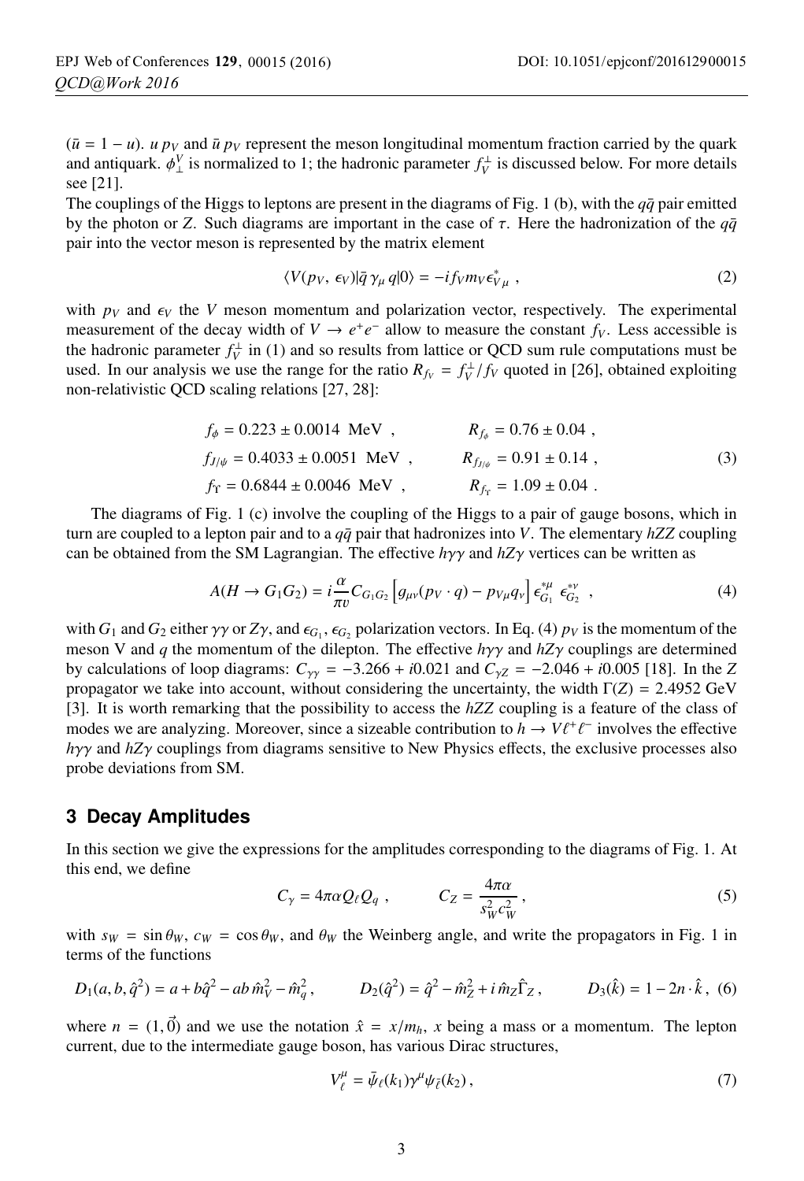($\bar{u} = 1 - u$). $u\, p_V$ and $\bar{u}\, p_V$ represent the meson longitudinal momentum fraction carried by the quark and antiquark. $\phi_\perp^V$ is normalized to 1; the hadronic parameter $f_V^\perp$ is discussed below. For more details see [21].

The couplings of the Higgs to leptons are present in the diagrams of Fig. 1 (b), with the $q\bar{q}$ pair emitted by the photon or $Z$. Such diagrams are important in the case of $\tau$. Here the hadronization of the $q\bar{q}$ pair into the vector meson is represented by the matrix element

$$\langle V(p_V,\, \epsilon_V)|\bar{q}\,\gamma_\mu\, q|0\rangle = -i f_V m_V \epsilon^*_{V\,\mu}\ , \tag{2}$$

with $p_V$ and $\epsilon_V$ the $V$ meson momentum and polarization vector, respectively. The experimental measurement of the decay width of $V \to e^+e^-$ allow to measure the constant $f_V$. Less accessible is the hadronic parameter $f_V^\perp$ in (1) and so results from lattice or QCD sum rule computations must be used. In our analysis we use the range for the ratio $R_{f_V} = f_V^\perp/f_V$ quoted in [26], obtained exploiting non-relativistic QCD scaling relations [27, 28]:

$$\begin{aligned}
f_\phi &= 0.223 \pm 0.0014 \ \text{MeV}\ , \qquad & R_{f_\phi} &= 0.76 \pm 0.04\ , \\
f_{J/\psi} &= 0.4033 \pm 0.0051 \ \text{MeV}\ , \qquad & R_{f_{J/\psi}} &= 0.91 \pm 0.14\ , \\
f_\Upsilon &= 0.6844 \pm 0.0046 \ \text{MeV}\ , \qquad & R_{f_\Upsilon} &= 1.09 \pm 0.04\ .
\end{aligned} \tag{3}$$

The diagrams of Fig. 1 (c) involve the coupling of the Higgs to a pair of gauge bosons, which in turn are coupled to a lepton pair and to a $q\bar{q}$ pair that hadronizes into $V$. The elementary $hZZ$ coupling can be obtained from the SM Lagrangian. The effective $h\gamma\gamma$ and $hZ\gamma$ vertices can be written as

$$A(H \to G_1 G_2) = i\frac{\alpha}{\pi v} C_{G_1 G_2}\left[g_{\mu\nu}(p_V \cdot q) - p_{V\mu} q_\nu\right] \epsilon^{*\mu}_{G_1}\ \epsilon^{*\nu}_{G_2}\ , \tag{4}$$

with $G_1$ and $G_2$ either $\gamma\gamma$ or $Z\gamma$, and $\epsilon_{G_1}, \epsilon_{G_2}$ polarization vectors. In Eq. (4) $p_V$ is the momentum of the meson V and $q$ the momentum of the dilepton. The effective $h\gamma\gamma$ and $hZ\gamma$ couplings are determined by calculations of loop diagrams: $C_{\gamma\gamma} = -3.266 + i0.021$ and $C_{\gamma Z} = -2.046 + i0.005$ [18]. In the $Z$ propagator we take into account, without considering the uncertainty, the width $\Gamma(Z) = 2.4952$ GeV [3]. It is worth remarking that the possibility to access the $hZZ$ coupling is a feature of the class of modes we are analyzing. Moreover, since a sizeable contribution to $h \to V\ell^+\ell^-$ involves the effective $h\gamma\gamma$ and $hZ\gamma$ couplings from diagrams sensitive to New Physics effects, the exclusive processes also probe deviations from SM.

## 3 Decay Amplitudes

In this section we give the expressions for the amplitudes corresponding to the diagrams of Fig. 1. At this end, we define

$$C_\gamma = 4\pi\alpha Q_\ell Q_q\ , \qquad C_Z = \frac{4\pi\alpha}{s_W^2 c_W^2}\,, \tag{5}$$

with $s_W = \sin\theta_W$, $c_W = \cos\theta_W$, and $\theta_W$ the Weinberg angle, and write the propagators in Fig. 1 in terms of the functions

$$D_1(a, b, \hat{q}^2) = a + b\hat{q}^2 - ab\,\hat{m}_V^2 - \hat{m}_q^2\,, \qquad D_2(\hat{q}^2) = \hat{q}^2 - \hat{m}_Z^2 + i\,\hat{m}_Z\hat{\Gamma}_Z\,, \qquad D_3(\hat{k}) = 1 - 2n\cdot\hat{k}\,, \tag{6}$$

where $n = (1, \vec{0})$ and we use the notation $\hat{x} = x/m_h$, $x$ being a mass or a momentum. The lepton current, due to the intermediate gauge boson, has various Dirac structures,

$$V_\ell^\mu = \bar{\psi}_\ell(k_1)\gamma^\mu\psi_{\bar{\ell}}(k_2)\,, \tag{7}$$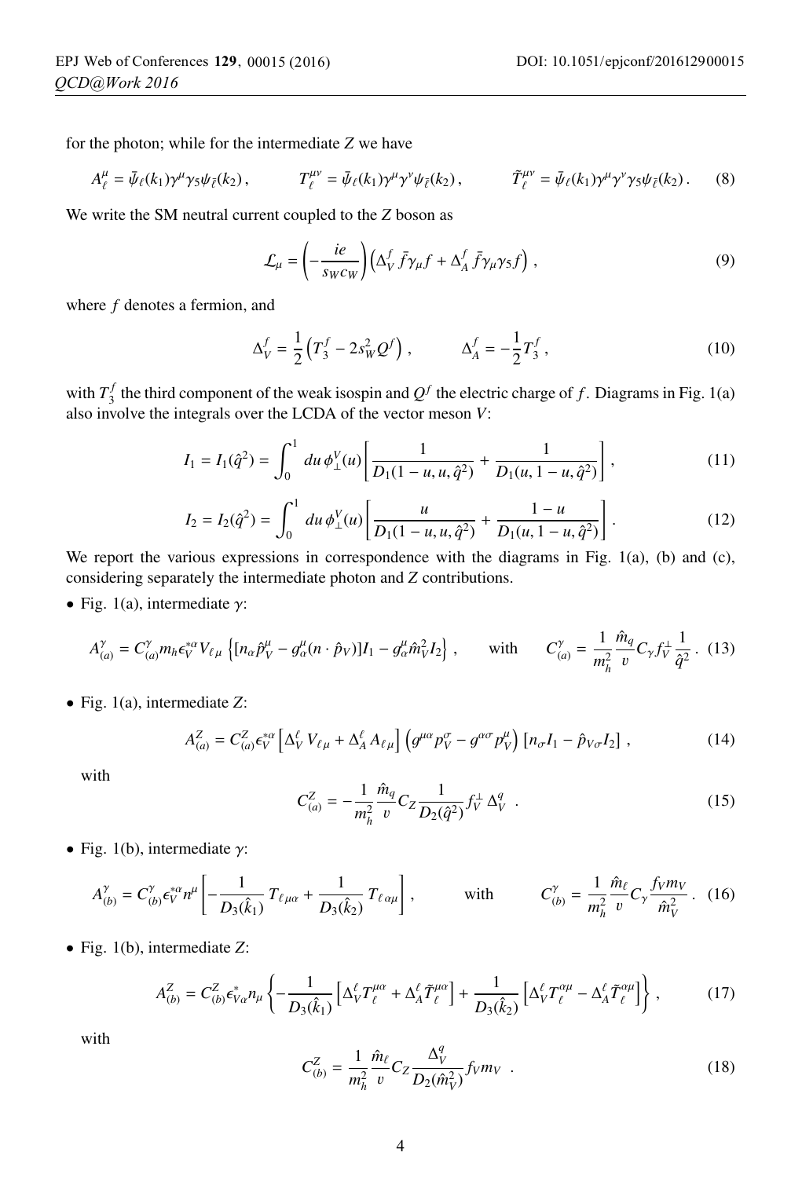for the photon; while for the intermediate $Z$ we have

$$A_\ell^\mu = \bar{\psi}_\ell(k_1)\gamma^\mu\gamma_5\psi_{\bar{\ell}}(k_2)\,, \qquad T_\ell^{\mu\nu} = \bar{\psi}_\ell(k_1)\gamma^\mu\gamma^\nu\psi_{\bar{\ell}}(k_2)\,, \qquad \tilde{T}_\ell^{\mu\nu} = \bar{\psi}_\ell(k_1)\gamma^\mu\gamma^\nu\gamma_5\psi_{\bar{\ell}}(k_2)\,. \tag{8}$$

We write the SM neutral current coupled to the $Z$ boson as

$$\mathcal{L}_\mu = \left(-\frac{ie}{s_W c_W}\right)\left(\Delta_V^f\,\bar{f}\gamma_\mu f + \Delta_A^f\,\bar{f}\gamma_\mu\gamma_5 f\right)\,, \tag{9}$$

where $f$ denotes a fermion, and

$$\Delta_V^f = \frac{1}{2}\left(T_3^f - 2s_W^2 Q^f\right)\,, \qquad \Delta_A^f = -\frac{1}{2}T_3^f\,, \tag{10}$$

with $T_3^f$ the third component of the weak isospin and $Q^f$ the electric charge of $f$. Diagrams in Fig. 1(a) also involve the integrals over the LCDA of the vector meson $V$:

$$I_1 = I_1(\hat{q}^2) = \int_0^1 du\,\phi_\perp^V(u)\left[\frac{1}{D_1(1-u,u,\hat{q}^2)} + \frac{1}{D_1(u,1-u,\hat{q}^2)}\right]\,, \tag{11}$$

$$I_2 = I_2(\hat{q}^2) = \int_0^1 du\,\phi_\perp^V(u)\left[\frac{u}{D_1(1-u,u,\hat{q}^2)} + \frac{1-u}{D_1(u,1-u,\hat{q}^2)}\right]\,. \tag{12}$$

We report the various expressions in correspondence with the diagrams in Fig. 1(a), (b) and (c), considering separately the intermediate photon and $Z$ contributions.

- Fig. 1(a), intermediate $\gamma$:

$$A_{(a)}^\gamma = C_{(a)}^\gamma m_h \epsilon_V^{*\alpha} V_{\ell\mu}\left\{[n_\alpha \hat{p}_V^\mu - g_\alpha^\mu (n\cdot\hat{p}_V)]I_1 - g_\alpha^\mu \hat{m}_V^2 I_2\right\}\,, \qquad \text{with} \qquad C_{(a)}^\gamma = \frac{1}{m_h^2}\frac{\hat{m}_q}{v}C_\gamma f_V^\perp \frac{1}{\hat{q}^2}\,. \tag{13}$$

- Fig. 1(a), intermediate $Z$:

$$A_{(a)}^Z = C_{(a)}^Z \epsilon_V^{*\alpha}\left[\Delta_V^\ell\, V_{\ell\mu} + \Delta_A^\ell\, A_{\ell\mu}\right]\left(g^{\mu\alpha}p_V^\sigma - g^{\alpha\sigma}p_V^\mu\right)\left[n_\sigma I_1 - \hat{p}_{V\sigma} I_2\right]\,, \tag{14}$$

with

$$C_{(a)}^Z = -\frac{1}{m_h^2}\frac{\hat{m}_q}{v}C_Z\frac{1}{D_2(\hat{q}^2)}f_V^\perp\,\Delta_V^q\;. \tag{15}$$

- Fig. 1(b), intermediate $\gamma$:

$$A_{(b)}^\gamma = C_{(b)}^\gamma \epsilon_V^{*\alpha} n^\mu\left[-\frac{1}{D_3(\hat{k}_1)}\,T_{\ell\,\mu\alpha} + \frac{1}{D_3(\hat{k}_2)}\,T_{\ell\,\alpha\mu}\right]\,, \qquad \text{with} \qquad C_{(b)}^\gamma = \frac{1}{m_h^2}\frac{\hat{m}_\ell}{v}C_\gamma\frac{f_V m_V}{\hat{m}_V^2}\,. \tag{16}$$

- Fig. 1(b), intermediate $Z$:

$$A_{(b)}^Z = C_{(b)}^Z \epsilon_{V\alpha}^* n_\mu\left\{-\frac{1}{D_3(\hat{k}_1)}\left[\Delta_V^\ell T_\ell^{\mu\alpha} + \Delta_A^\ell \tilde{T}_\ell^{\mu\alpha}\right] + \frac{1}{D_3(\hat{k}_2)}\left[\Delta_V^\ell T_\ell^{\alpha\mu} - \Delta_A^\ell \tilde{T}_\ell^{\alpha\mu}\right]\right\}\,, \tag{17}$$

with

$$C_{(b)}^Z = \frac{1}{m_h^2}\frac{\hat{m}_\ell}{v}C_Z\frac{\Delta_V^q}{D_2(\hat{m}_V^2)}f_V m_V\;. \tag{18}$$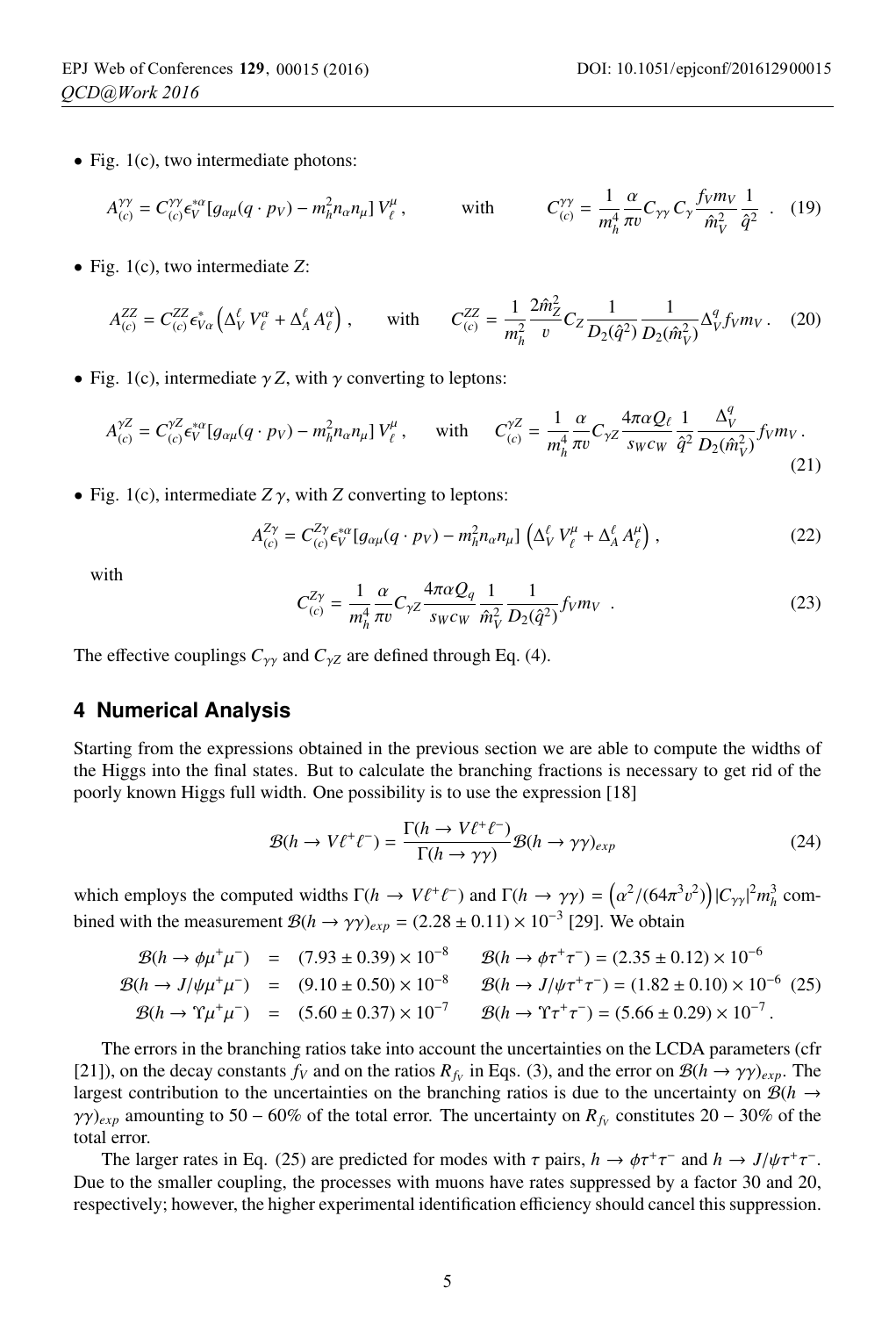- Fig. 1(c), two intermediate photons:

$$A_{(c)}^{\gamma\gamma} = C_{(c)}^{\gamma\gamma} \epsilon_V^{*\alpha} [g_{\alpha\mu}(q \cdot p_V) - m_h^2 n_\alpha n_\mu]\, V_\ell^\mu \,, \qquad \text{with} \qquad C_{(c)}^{\gamma\gamma} = \frac{1}{m_h^4} \frac{\alpha}{\pi v} C_{\gamma\gamma}\, C_\gamma \frac{f_V m_V}{\hat{m}_V^2} \frac{1}{\hat{q}^2} \,. \quad (19)$$

- Fig. 1(c), two intermediate $Z$:

$$A_{(c)}^{ZZ} = C_{(c)}^{ZZ} \epsilon_{V\alpha}^{*} \left( \Delta_V^\ell\, V_\ell^\alpha + \Delta_A^\ell\, A_\ell^\alpha \right) , \qquad \text{with} \qquad C_{(c)}^{ZZ} = \frac{1}{m_h^2} \frac{2\hat{m}_Z^2}{v} C_Z \frac{1}{D_2(\hat{q}^2)} \frac{1}{D_2(\hat{m}_V^2)} \Delta_V^q f_V m_V \,. \quad (20)$$

- Fig. 1(c), intermediate $\gamma Z$, with $\gamma$ converting to leptons:

$$A_{(c)}^{\gamma Z} = C_{(c)}^{\gamma Z} \epsilon_V^{*\alpha} [g_{\alpha\mu}(q \cdot p_V) - m_h^2 n_\alpha n_\mu]\, V_\ell^\mu \,, \qquad \text{with} \qquad C_{(c)}^{\gamma Z} = \frac{1}{m_h^4} \frac{\alpha}{\pi v} C_{\gamma Z} \frac{4\pi\alpha Q_\ell}{s_W c_W} \frac{1}{\hat{q}^2} \frac{\Delta_V^q}{D_2(\hat{m}_V^2)} f_V m_V \,. \quad (21)$$

- Fig. 1(c), intermediate $Z\gamma$, with $Z$ converting to leptons:

$$A_{(c)}^{Z\gamma} = C_{(c)}^{Z\gamma} \epsilon_V^{*\alpha} [g_{\alpha\mu}(q \cdot p_V) - m_h^2 n_\alpha n_\mu] \left( \Delta_V^\ell\, V_\ell^\mu + \Delta_A^\ell\, A_\ell^\mu \right) , \quad (22)$$

with

$$C_{(c)}^{Z\gamma} = \frac{1}{m_h^4} \frac{\alpha}{\pi v} C_{\gamma Z} \frac{4\pi\alpha Q_q}{s_W c_W} \frac{1}{\hat{m}_V^2} \frac{1}{D_2(\hat{q}^2)} f_V m_V \,. \quad (23)$$

The effective couplings $C_{\gamma\gamma}$ and $C_{\gamma Z}$ are defined through Eq. (4).

## 4 Numerical Analysis

Starting from the expressions obtained in the previous section we are able to compute the widths of the Higgs into the final states. But to calculate the branching fractions is necessary to get rid of the poorly known Higgs full width. One possibility is to use the expression [18]

$$\mathcal{B}(h \to V\ell^+\ell^-) = \frac{\Gamma(h \to V\ell^+\ell^-)}{\Gamma(h \to \gamma\gamma)} \mathcal{B}(h \to \gamma\gamma)_{exp} \quad (24)$$

which employs the computed widths $\Gamma(h \to V\ell^+\ell^-)$ and $\Gamma(h \to \gamma\gamma) = \left(\alpha^2/(64\pi^3 v^2)\right)|C_{\gamma\gamma}|^2 m_h^3$ combined with the measurement $\mathcal{B}(h \to \gamma\gamma)_{exp} = (2.28 \pm 0.11) \times 10^{-3}$ [29]. We obtain

$$\begin{aligned}
\mathcal{B}(h \to \phi\mu^+\mu^-) &= (7.93 \pm 0.39) \times 10^{-8} \qquad \mathcal{B}(h \to \phi\tau^+\tau^-) = (2.35 \pm 0.12) \times 10^{-6} \\
\mathcal{B}(h \to J/\psi\mu^+\mu^-) &= (9.10 \pm 0.50) \times 10^{-8} \qquad \mathcal{B}(h \to J/\psi\tau^+\tau^-) = (1.82 \pm 0.10) \times 10^{-6} \\
\mathcal{B}(h \to \Upsilon\mu^+\mu^-) &= (5.60 \pm 0.37) \times 10^{-7} \qquad \mathcal{B}(h \to \Upsilon\tau^+\tau^-) = (5.66 \pm 0.29) \times 10^{-7} \,.
\end{aligned} \quad (25)$$

The errors in the branching ratios take into account the uncertainties on the LCDA parameters (cfr [21]), on the decay constants $f_V$ and on the ratios $R_{f_V}$ in Eqs. (3), and the error on $\mathcal{B}(h \to \gamma\gamma)_{exp}$. The largest contribution to the uncertainties on the branching ratios is due to the uncertainty on $\mathcal{B}(h \to \gamma\gamma)_{exp}$ amounting to 50 – 60% of the total error. The uncertainty on $R_{f_V}$ constitutes 20 – 30% of the total error.

The larger rates in Eq. (25) are predicted for modes with $\tau$ pairs, $h \to \phi\tau^+\tau^-$ and $h \to J/\psi\tau^+\tau^-$. Due to the smaller coupling, the processes with muons have rates suppressed by a factor 30 and 20, respectively; however, the higher experimental identification efficiency should cancel this suppression.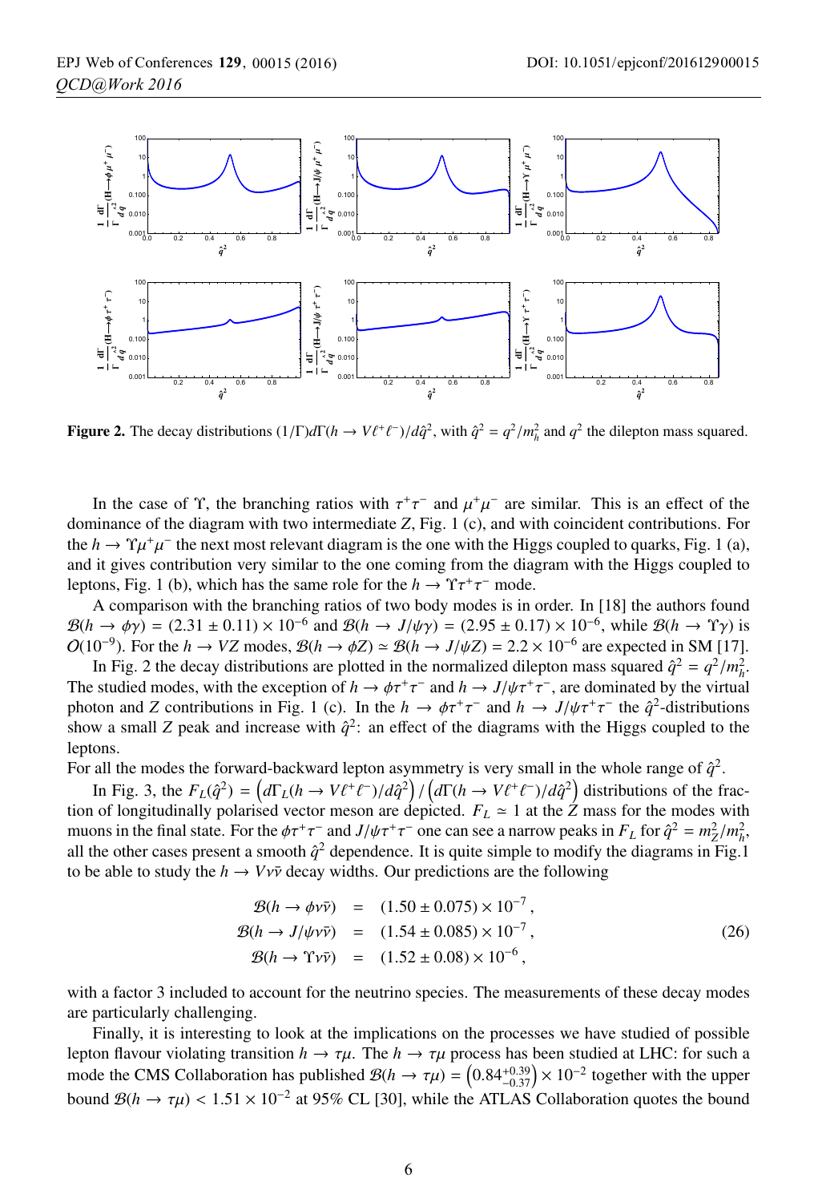**Figure 2.** The decay distributions $(1/\Gamma)d\Gamma(h \to V\ell^+\ell^-)/d\hat{q}^2$, with $\hat{q}^2 = q^2/m_h^2$ and $q^2$ the dilepton mass squared.

In the case of $\Upsilon$, the branching ratios with $\tau^+\tau^-$ and $\mu^+\mu^-$ are similar. This is an effect of the dominance of the diagram with two intermediate $Z$, Fig. 1 (c), and with coincident contributions. For the $h \to \Upsilon\mu^+\mu^-$ the next most relevant diagram is the one with the Higgs coupled to quarks, Fig. 1 (a), and it gives contribution very similar to the one coming from the diagram with the Higgs coupled to leptons, Fig. 1 (b), which has the same role for the $h \to \Upsilon\tau^+\tau^-$ mode.

A comparison with the branching ratios of two body modes is in order. In [18] the authors found $\mathcal{B}(h \to \phi\gamma) = (2.31 \pm 0.11) \times 10^{-6}$ and $\mathcal{B}(h \to J/\psi\gamma) = (2.95 \pm 0.17) \times 10^{-6}$, while $\mathcal{B}(h \to \Upsilon\gamma)$ is $O(10^{-9})$. For the $h \to VZ$ modes, $\mathcal{B}(h \to \phi Z) \simeq \mathcal{B}(h \to J/\psi Z) = 2.2 \times 10^{-6}$ are expected in SM [17].

In Fig. 2 the decay distributions are plotted in the normalized dilepton mass squared $\hat{q}^2 = q^2/m_h^2$. The studied modes, with the exception of $h \to \phi\tau^+\tau^-$ and $h \to J/\psi\tau^+\tau^-$, are dominated by the virtual photon and $Z$ contributions in Fig. 1 (c). In the $h \to \phi\tau^+\tau^-$ and $h \to J/\psi\tau^+\tau^-$ the $\hat{q}^2$-distributions show a small $Z$ peak and increase with $\hat{q}^2$: an effect of the diagrams with the Higgs coupled to the leptons.

For all the modes the forward-backward lepton asymmetry is very small in the whole range of $\hat{q}^2$.

In Fig. 3, the $F_L(\hat{q}^2) = \left(d\Gamma_L(h \to V\ell^+\ell^-)/d\hat{q}^2\right) / \left(d\Gamma(h \to V\ell^+\ell^-)/d\hat{q}^2\right)$ distributions of the fraction of longitudinally polarised vector meson are depicted. $F_L \simeq 1$ at the $Z$ mass for the modes with muons in the final state. For the $\phi\tau^+\tau^-$ and $J/\psi\tau^+\tau^-$ one can see a narrow peaks in $F_L$ for $\hat{q}^2 = m_Z^2/m_h^2$, all the other cases present a smooth $\hat{q}^2$ dependence. It is quite simple to modify the diagrams in Fig.1 to be able to study the $h \to V\nu\bar{\nu}$ decay widths. Our predictions are the following

$$
\begin{aligned}
\mathcal{B}(h \to \phi\nu\bar{\nu}) &= (1.50 \pm 0.075) \times 10^{-7}\,, \\
\mathcal{B}(h \to J/\psi\nu\bar{\nu}) &= (1.54 \pm 0.085) \times 10^{-7}\,, \\
\mathcal{B}(h \to \Upsilon\nu\bar{\nu}) &= (1.52 \pm 0.08) \times 10^{-6}\,,
\end{aligned}
\tag{26}
$$

with a factor 3 included to account for the neutrino species. The measurements of these decay modes are particularly challenging.

Finally, it is interesting to look at the implications on the processes we have studied of possible lepton flavour violating transition $h \to \tau\mu$. The $h \to \tau\mu$ process has been studied at LHC: for such a mode the CMS Collaboration has published $\mathcal{B}(h \to \tau\mu) = \left(0.84^{+0.39}_{-0.37}\right) \times 10^{-2}$ together with the upper bound $\mathcal{B}(h \to \tau\mu) < 1.51 \times 10^{-2}$ at 95% CL [30], while the ATLAS Collaboration quotes the bound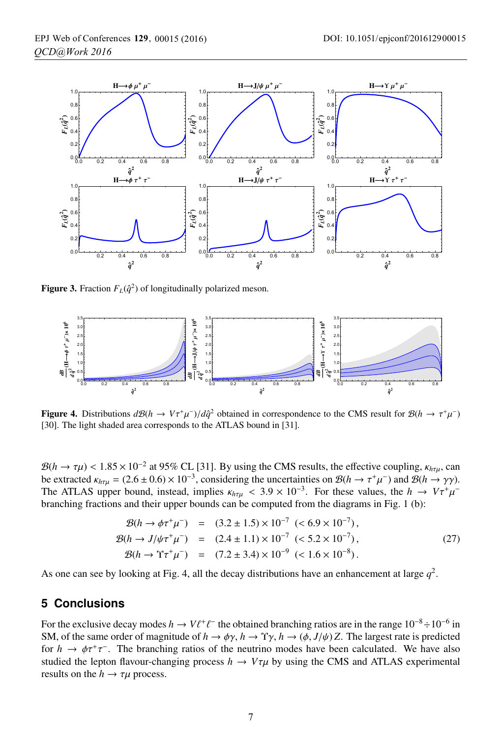**Figure 3.** Fraction $F_L(\hat{q}^2)$ of longitudinally polarized meson.

**Figure 4.** Distributions $d\mathcal{B}(h \to V\tau^+\mu^-)/d\hat{q}^2$ obtained in correspondence to the CMS result for $\mathcal{B}(h \to \tau^+\mu^-)$ [30]. The light shaded area corresponds to the ATLAS bound in [31].

$\mathcal{B}(h \to \tau\mu) < 1.85 \times 10^{-2}$ at 95% CL [31]. By using the CMS results, the effective coupling, $\kappa_{h\tau\mu}$, can be extracted $\kappa_{h\tau\mu} = (2.6 \pm 0.6) \times 10^{-3}$, considering the uncertainties on $\mathcal{B}(h \to \tau^+\mu^-)$ and $\mathcal{B}(h \to \gamma\gamma)$. The ATLAS upper bound, instead, implies $\kappa_{h\tau\mu} < 3.9 \times 10^{-3}$. For these values, the $h \to V\tau^+\mu^-$ branching fractions and their upper bounds can be computed from the diagrams in Fig. 1 (b):

$$
\begin{aligned}
\mathcal{B}(h \to \phi\tau^+\mu^-) &= (3.2 \pm 1.5) \times 10^{-7} \ (< 6.9 \times 10^{-7}), \\
\mathcal{B}(h \to J/\psi\tau^+\mu^-) &= (2.4 \pm 1.1) \times 10^{-7} \ (< 5.2 \times 10^{-7}), \\
\mathcal{B}(h \to \Upsilon\tau^+\mu^-) &= (7.2 \pm 3.4) \times 10^{-9} \ (< 1.6 \times 10^{-8}).
\end{aligned} \tag{27}
$$

As one can see by looking at Fig. 4, all the decay distributions have an enhancement at large $q^2$.

## 5 Conclusions

For the exclusive decay modes $h \to V\ell^+\ell^-$ the obtained branching ratios are in the range $10^{-8} \div 10^{-6}$ in SM, of the same order of magnitude of $h \to \phi\gamma$, $h \to \Upsilon\gamma$, $h \to (\phi, J/\psi)Z$. The largest rate is predicted for $h \to \phi\tau^+\tau^-$. The branching ratios of the neutrino modes have been calculated. We have also studied the lepton flavour-changing process $h \to V\tau\mu$ by using the CMS and ATLAS experimental results on the $h \to \tau\mu$ process.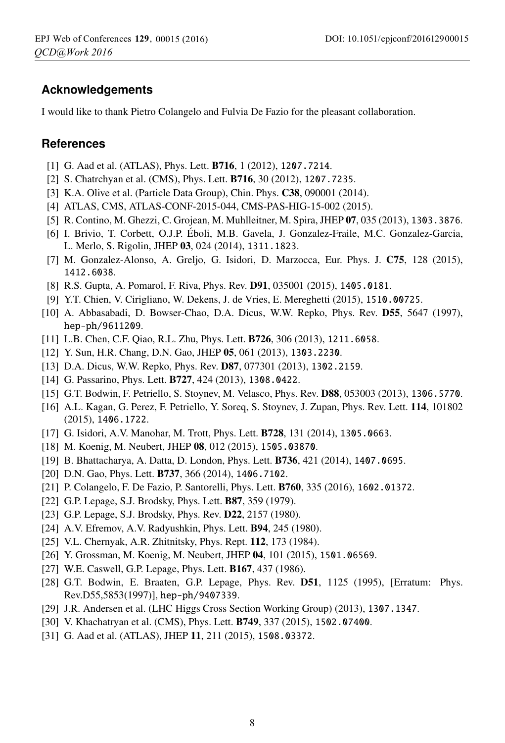## Acknowledgements

I would like to thank Pietro Colangelo and Fulvia De Fazio for the pleasant collaboration.

## References

[1] G. Aad et al. (ATLAS), Phys. Lett. **B716**, 1 (2012), 1207.7214.

[2] S. Chatrchyan et al. (CMS), Phys. Lett. **B716**, 30 (2012), 1207.7235.

[3] K.A. Olive et al. (Particle Data Group), Chin. Phys. **C38**, 090001 (2014).

[4] ATLAS, CMS, ATLAS-CONF-2015-044, CMS-PAS-HIG-15-002 (2015).

[5] R. Contino, M. Ghezzi, C. Grojean, M. Muhlleitner, M. Spira, JHEP **07**, 035 (2013), 1303.3876.

[6] I. Brivio, T. Corbett, O.J.P. Éboli, M.B. Gavela, J. Gonzalez-Fraile, M.C. Gonzalez-Garcia, L. Merlo, S. Rigolin, JHEP **03**, 024 (2014), 1311.1823.

[7] M. Gonzalez-Alonso, A. Greljo, G. Isidori, D. Marzocca, Eur. Phys. J. **C75**, 128 (2015), 1412.6038.

[8] R.S. Gupta, A. Pomarol, F. Riva, Phys. Rev. **D91**, 035001 (2015), 1405.0181.

[9] Y.T. Chien, V. Cirigliano, W. Dekens, J. de Vries, E. Mereghetti (2015), 1510.00725.

[10] A. Abbasabadi, D. Bowser-Chao, D.A. Dicus, W.W. Repko, Phys. Rev. **D55**, 5647 (1997), hep-ph/9611209.

[11] L.B. Chen, C.F. Qiao, R.L. Zhu, Phys. Lett. **B726**, 306 (2013), 1211.6058.

[12] Y. Sun, H.R. Chang, D.N. Gao, JHEP **05**, 061 (2013), 1303.2230.

[13] D.A. Dicus, W.W. Repko, Phys. Rev. **D87**, 077301 (2013), 1302.2159.

[14] G. Passarino, Phys. Lett. **B727**, 424 (2013), 1308.0422.

[15] G.T. Bodwin, F. Petriello, S. Stoynev, M. Velasco, Phys. Rev. **D88**, 053003 (2013), 1306.5770.

[16] A.L. Kagan, G. Perez, F. Petriello, Y. Soreq, S. Stoynev, J. Zupan, Phys. Rev. Lett. **114**, 101802 (2015), 1406.1722.

[17] G. Isidori, A.V. Manohar, M. Trott, Phys. Lett. **B728**, 131 (2014), 1305.0663.

[18] M. Koenig, M. Neubert, JHEP **08**, 012 (2015), 1505.03870.

[19] B. Bhattacharya, A. Datta, D. London, Phys. Lett. **B736**, 421 (2014), 1407.0695.

[20] D.N. Gao, Phys. Lett. **B737**, 366 (2014), 1406.7102.

[21] P. Colangelo, F. De Fazio, P. Santorelli, Phys. Lett. **B760**, 335 (2016), 1602.01372.

[22] G.P. Lepage, S.J. Brodsky, Phys. Lett. **B87**, 359 (1979).

[23] G.P. Lepage, S.J. Brodsky, Phys. Rev. **D22**, 2157 (1980).

[24] A.V. Efremov, A.V. Radyushkin, Phys. Lett. **B94**, 245 (1980).

[25] V.L. Chernyak, A.R. Zhitnitsky, Phys. Rept. **112**, 173 (1984).

[26] Y. Grossman, M. Koenig, M. Neubert, JHEP **04**, 101 (2015), 1501.06569.

[27] W.E. Caswell, G.P. Lepage, Phys. Lett. **B167**, 437 (1986).

[28] G.T. Bodwin, E. Braaten, G.P. Lepage, Phys. Rev. **D51**, 1125 (1995), [Erratum: Phys. Rev.D55,5853(1997)], hep-ph/9407339.

[29] J.R. Andersen et al. (LHC Higgs Cross Section Working Group) (2013), 1307.1347.

[30] V. Khachatryan et al. (CMS), Phys. Lett. **B749**, 337 (2015), 1502.07400.

[31] G. Aad et al. (ATLAS), JHEP **11**, 211 (2015), 1508.03372.